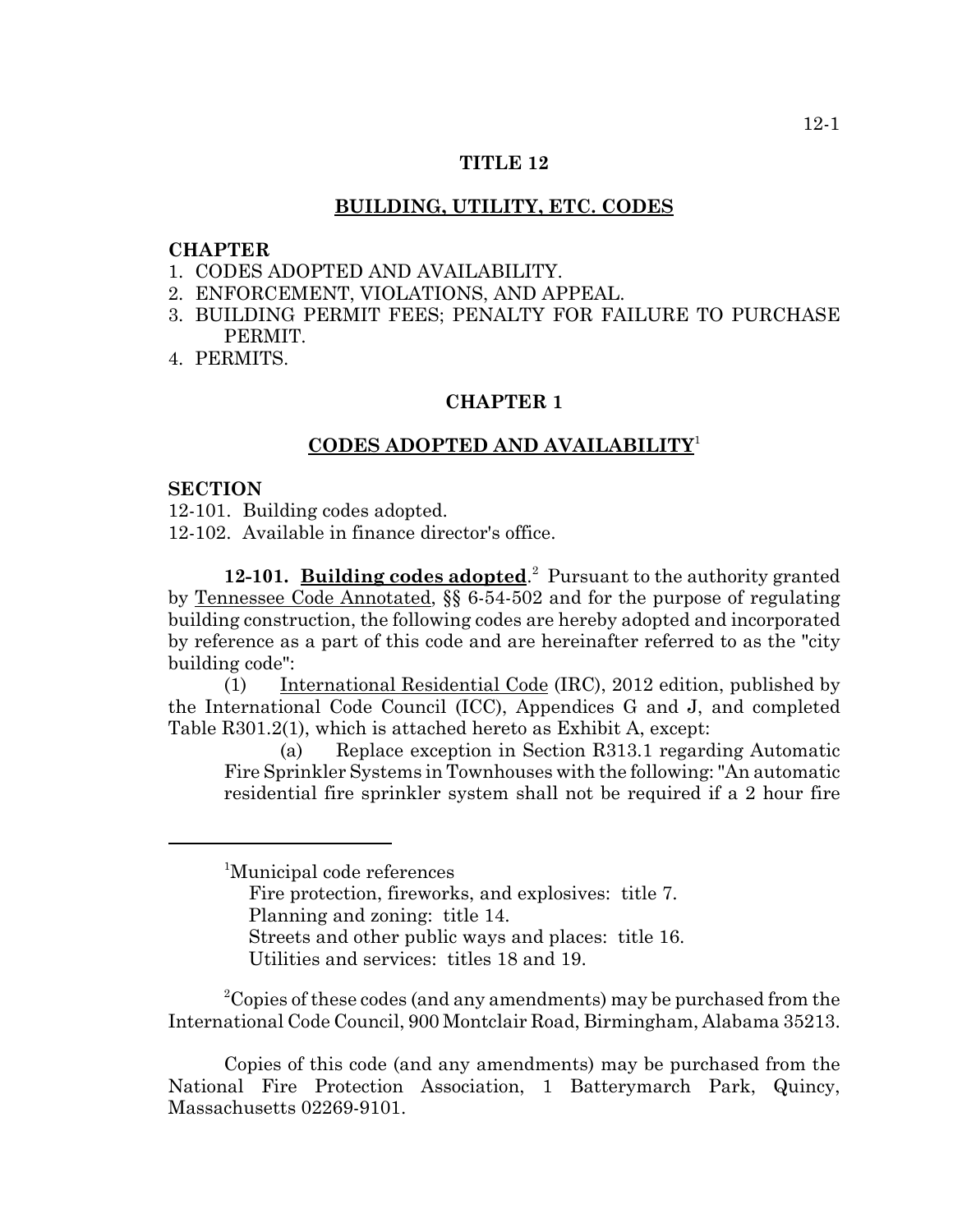# TITLE 12

## BUILDING, UTILITY, ETC. CODES

**CHAPTER**

1. CODES ADOPTED AND AVAILABILITY.
2. ENFORCEMENT, VIOLATIONS, AND APPEAL.
3. BUILDING PERMIT FEES; PENALTY FOR FAILURE TO PURCHASE PERMIT.
4. PERMITS.

## CHAPTER 1

## CODES ADOPTED AND AVAILABILITY[1]

**SECTION**

12-101. Building codes adopted.
12-102. Available in finance director's office.

**12-101. Building codes adopted**.[2] Pursuant to the authority granted by Tennessee Code Annotated, §§ 6-54-502 and for the purpose of regulating building construction, the following codes are hereby adopted and incorporated by reference as a part of this code and are hereinafter referred to as the "city building code":

(1) International Residential Code (IRC), 2012 edition, published by the International Code Council (ICC), Appendices G and J, and completed Table R301.2(1), which is attached hereto as Exhibit A, except:

(a) Replace exception in Section R313.1 regarding Automatic Fire Sprinkler Systems in Townhouses with the following: "An automatic residential fire sprinkler system shall not be required if a 2 hour fire

---

[1]Municipal code references
Fire protection, fireworks, and explosives: title 7.
Planning and zoning: title 14.
Streets and other public ways and places: title 16.
Utilities and services: titles 18 and 19.

[2]Copies of these codes (and any amendments) may be purchased from the International Code Council, 900 Montclair Road, Birmingham, Alabama 35213.

Copies of this code (and any amendments) may be purchased from the National Fire Protection Association, 1 Batterymarch Park, Quincy, Massachusetts 02269-9101.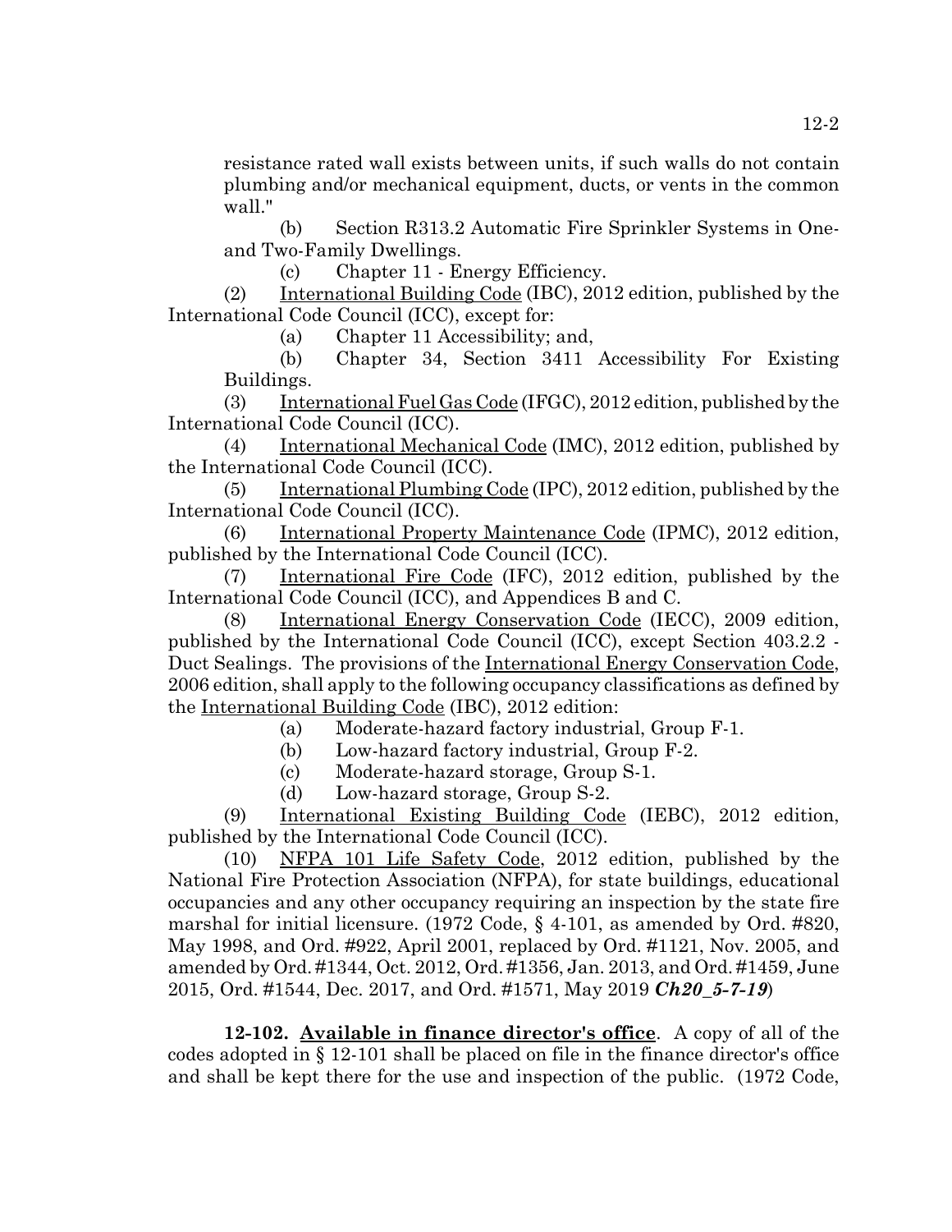resistance rated wall exists between units, if such walls do not contain plumbing and/or mechanical equipment, ducts, or vents in the common wall."

(b) Section R313.2 Automatic Fire Sprinkler Systems in One- and Two-Family Dwellings.

(c) Chapter 11 - Energy Efficiency.

(2) International Building Code (IBC), 2012 edition, published by the International Code Council (ICC), except for:

(a) Chapter 11 Accessibility; and,

(b) Chapter 34, Section 3411 Accessibility For Existing Buildings.

(3) International Fuel Gas Code (IFGC), 2012 edition, published by the International Code Council (ICC).

(4) International Mechanical Code (IMC), 2012 edition, published by the International Code Council (ICC).

(5) International Plumbing Code (IPC), 2012 edition, published by the International Code Council (ICC).

(6) International Property Maintenance Code (IPMC), 2012 edition, published by the International Code Council (ICC).

(7) International Fire Code (IFC), 2012 edition, published by the International Code Council (ICC), and Appendices B and C.

(8) International Energy Conservation Code (IECC), 2009 edition, published by the International Code Council (ICC), except Section 403.2.2 - Duct Sealings. The provisions of the International Energy Conservation Code, 2006 edition, shall apply to the following occupancy classifications as defined by the International Building Code (IBC), 2012 edition:

(a) Moderate-hazard factory industrial, Group F-1.

(b) Low-hazard factory industrial, Group F-2.

(c) Moderate-hazard storage, Group S-1.

(d) Low-hazard storage, Group S-2.

(9) International Existing Building Code (IEBC), 2012 edition, published by the International Code Council (ICC).

(10) NFPA 101 Life Safety Code, 2012 edition, published by the National Fire Protection Association (NFPA), for state buildings, educational occupancies and any other occupancy requiring an inspection by the state fire marshal for initial licensure. (1972 Code, § 4-101, as amended by Ord. #820, May 1998, and Ord. #922, April 2001, replaced by Ord. #1121, Nov. 2005, and amended by Ord. #1344, Oct. 2012, Ord. #1356, Jan. 2013, and Ord. #1459, June 2015, Ord. #1544, Dec. 2017, and Ord. #1571, May 2019 ***Ch20_5-7-19***)

**12-102. Available in finance director's office**. A copy of all of the codes adopted in § 12-101 shall be placed on file in the finance director's office and shall be kept there for the use and inspection of the public. (1972 Code,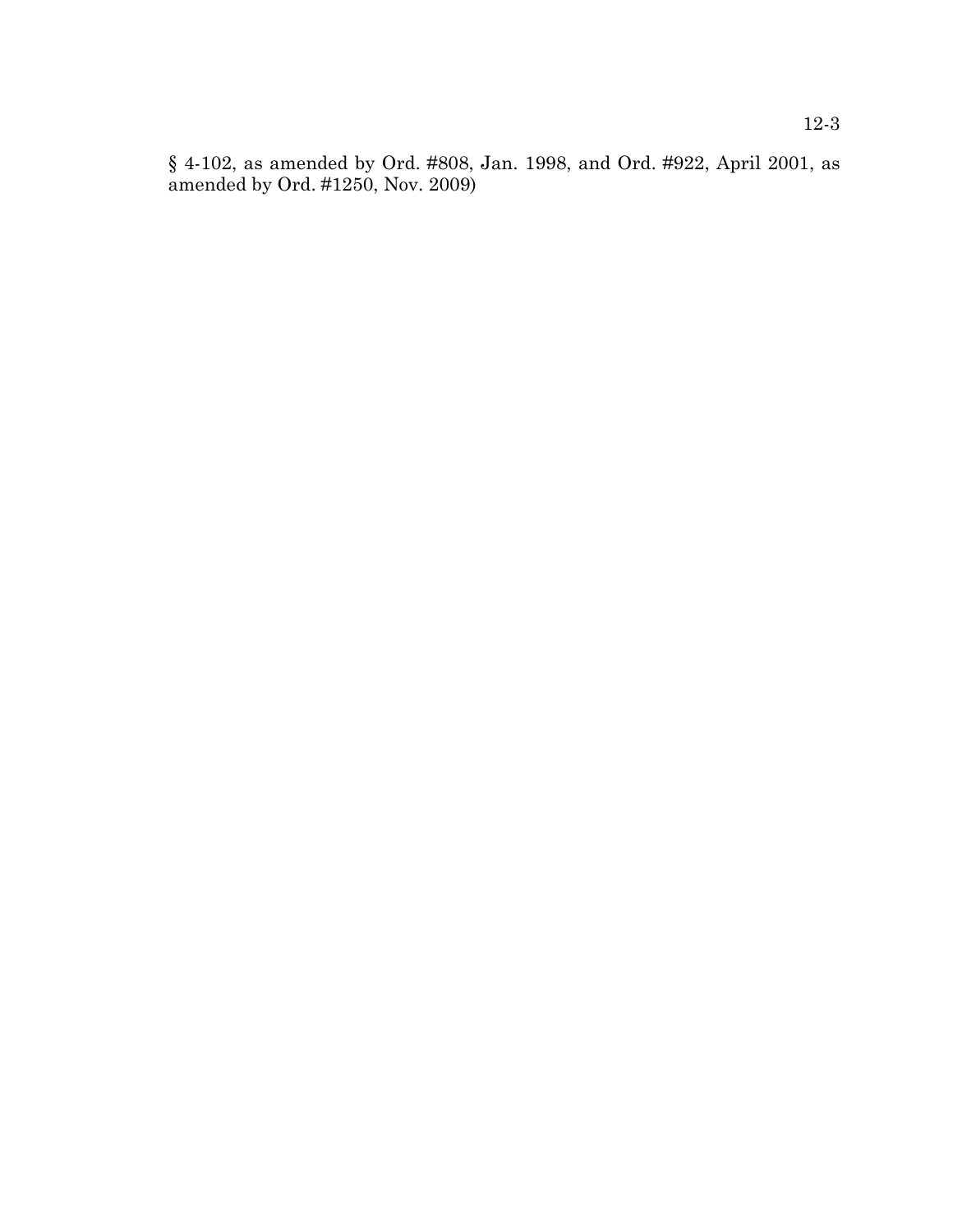§ 4-102, as amended by Ord. #808, Jan. 1998, and Ord. #922, April 2001, as amended by Ord. #1250, Nov. 2009)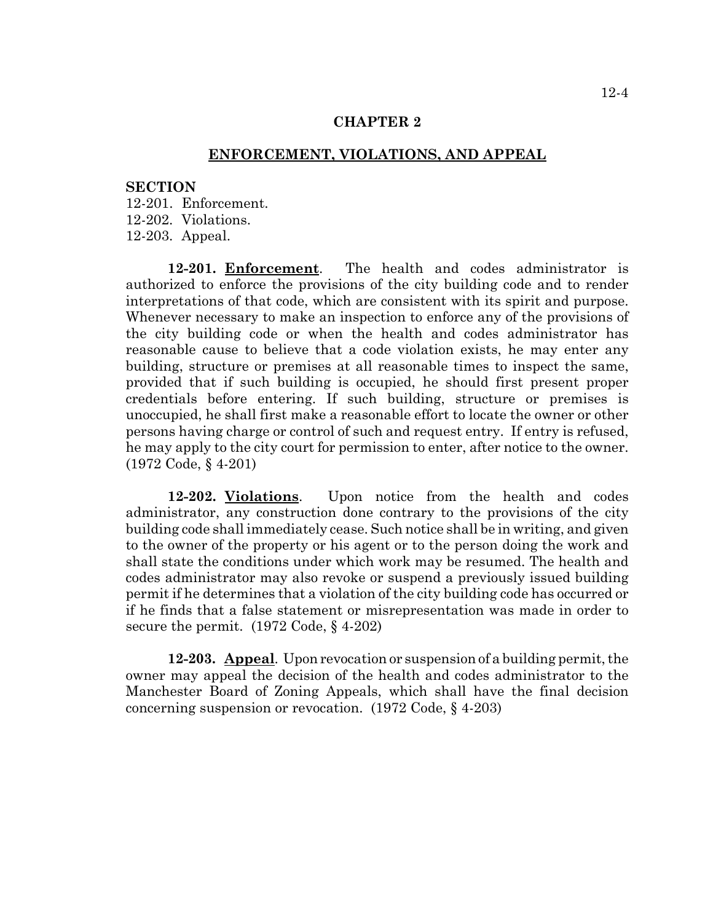## CHAPTER 2

## ENFORCEMENT, VIOLATIONS, AND APPEAL

**SECTION**

12-201. Enforcement.
12-202. Violations.
12-203. Appeal.

**12-201. Enforcement**. The health and codes administrator is authorized to enforce the provisions of the city building code and to render interpretations of that code, which are consistent with its spirit and purpose. Whenever necessary to make an inspection to enforce any of the provisions of the city building code or when the health and codes administrator has reasonable cause to believe that a code violation exists, he may enter any building, structure or premises at all reasonable times to inspect the same, provided that if such building is occupied, he should first present proper credentials before entering. If such building, structure or premises is unoccupied, he shall first make a reasonable effort to locate the owner or other persons having charge or control of such and request entry. If entry is refused, he may apply to the city court for permission to enter, after notice to the owner. (1972 Code, § 4-201)

**12-202. Violations**. Upon notice from the health and codes administrator, any construction done contrary to the provisions of the city building code shall immediately cease. Such notice shall be in writing, and given to the owner of the property or his agent or to the person doing the work and shall state the conditions under which work may be resumed. The health and codes administrator may also revoke or suspend a previously issued building permit if he determines that a violation of the city building code has occurred or if he finds that a false statement or misrepresentation was made in order to secure the permit. (1972 Code, § 4-202)

**12-203. Appeal**. Upon revocation or suspension of a building permit, the owner may appeal the decision of the health and codes administrator to the Manchester Board of Zoning Appeals, which shall have the final decision concerning suspension or revocation. (1972 Code, § 4-203)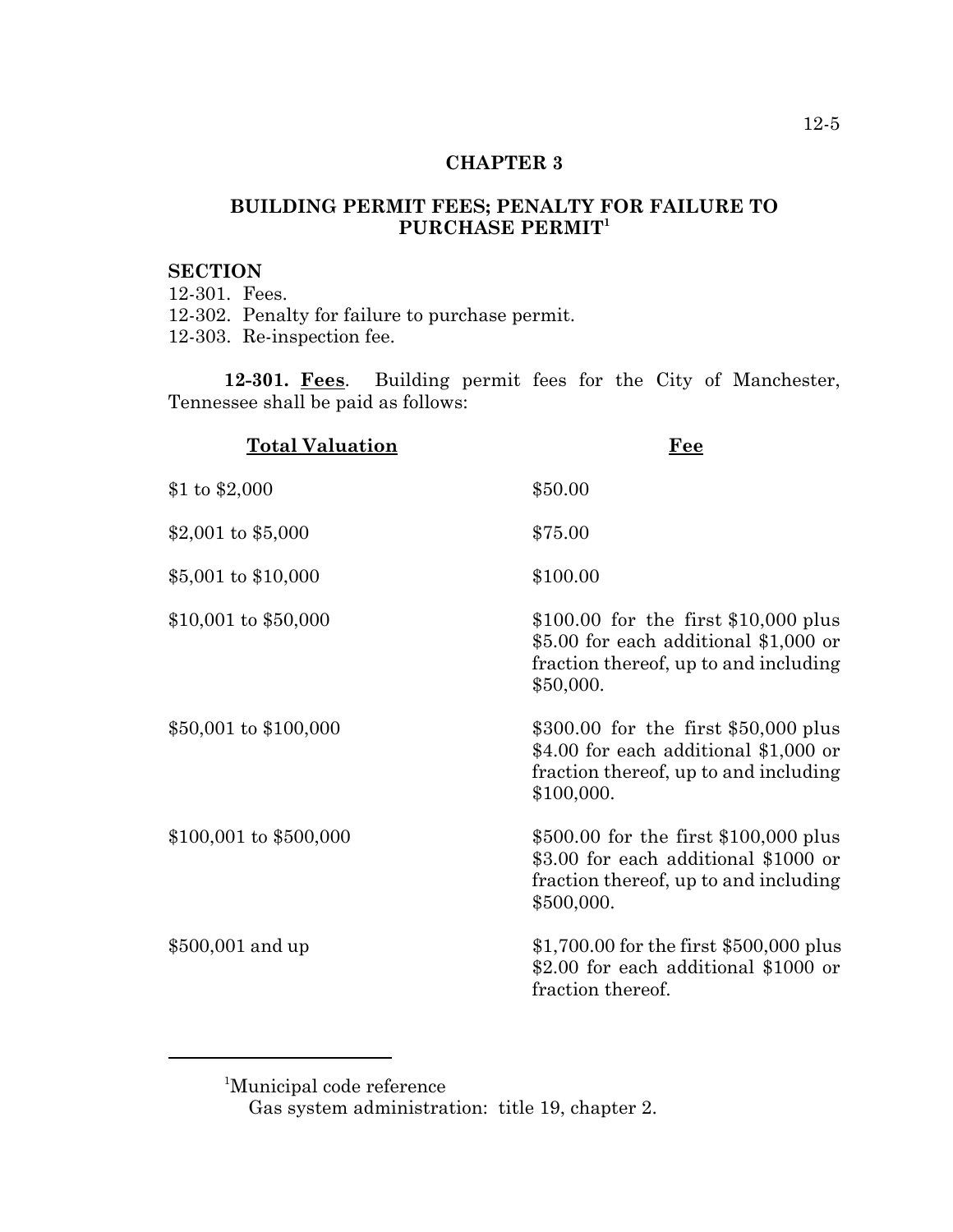# CHAPTER 3

## BUILDING PERMIT FEES; PENALTY FOR FAILURE TO PURCHASE PERMIT[1]

**SECTION**

12-301. Fees.
12-302. Penalty for failure to purchase permit.
12-303. Re-inspection fee.

**12-301. Fees**. Building permit fees for the City of Manchester, Tennessee shall be paid as follows:

| Total Valuation | Fee |
|---|---|
| $1 to $2,000 | $50.00 |
| $2,001 to $5,000 | $75.00 |
| $5,001 to $10,000 | $100.00 |
| $10,001 to $50,000 | $100.00 for the first $10,000 plus $5.00 for each additional $1,000 or fraction thereof, up to and including $50,000. |
| $50,001 to $100,000 | $300.00 for the first $50,000 plus $4.00 for each additional $1,000 or fraction thereof, up to and including $100,000. |
| $100,001 to $500,000 | $500.00 for the first $100,000 plus $3.00 for each additional $1000 or fraction thereof, up to and including $500,000. |
| $500,001 and up | $1,700.00 for the first $500,000 plus $2.00 for each additional $1000 or fraction thereof. |

---

[1]Municipal code reference
Gas system administration: title 19, chapter 2.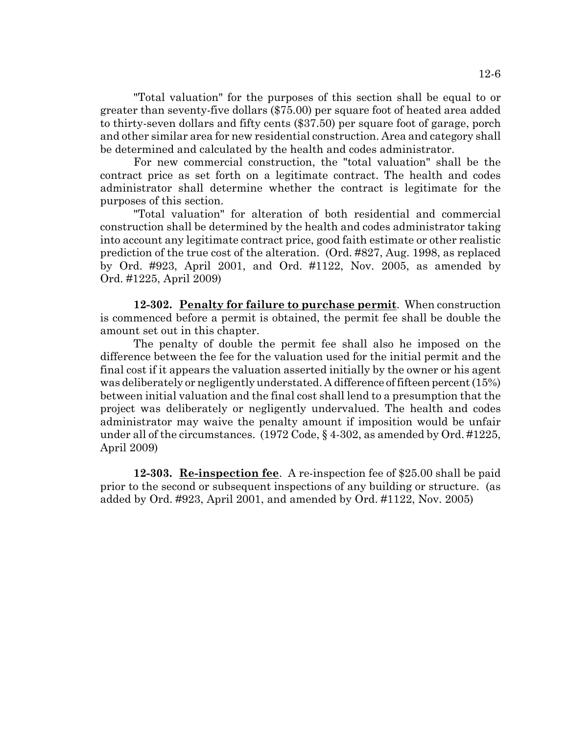"Total valuation" for the purposes of this section shall be equal to or greater than seventy-five dollars ($75.00) per square foot of heated area added to thirty-seven dollars and fifty cents ($37.50) per square foot of garage, porch and other similar area for new residential construction. Area and category shall be determined and calculated by the health and codes administrator.

For new commercial construction, the "total valuation" shall be the contract price as set forth on a legitimate contract. The health and codes administrator shall determine whether the contract is legitimate for the purposes of this section.

"Total valuation" for alteration of both residential and commercial construction shall be determined by the health and codes administrator taking into account any legitimate contract price, good faith estimate or other realistic prediction of the true cost of the alteration. (Ord. #827, Aug. 1998, as replaced by Ord. #923, April 2001, and Ord. #1122, Nov. 2005, as amended by Ord. #1225, April 2009)

**12-302. Penalty for failure to purchase permit**. When construction is commenced before a permit is obtained, the permit fee shall be double the amount set out in this chapter.

The penalty of double the permit fee shall also he imposed on the difference between the fee for the valuation used for the initial permit and the final cost if it appears the valuation asserted initially by the owner or his agent was deliberately or negligently understated. A difference of fifteen percent (15%) between initial valuation and the final cost shall lend to a presumption that the project was deliberately or negligently undervalued. The health and codes administrator may waive the penalty amount if imposition would be unfair under all of the circumstances. (1972 Code, § 4-302, as amended by Ord. #1225, April 2009)

**12-303. Re-inspection fee**. A re-inspection fee of $25.00 shall be paid prior to the second or subsequent inspections of any building or structure. (as added by Ord. #923, April 2001, and amended by Ord. #1122, Nov. 2005)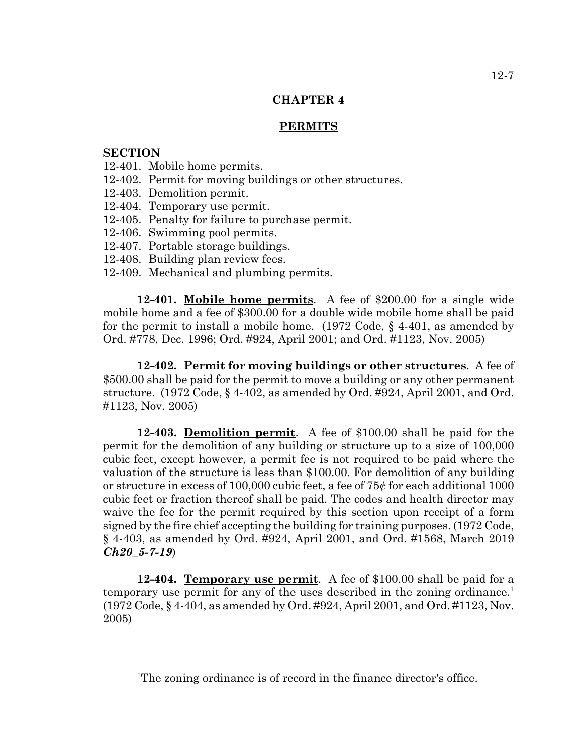# CHAPTER 4

## PERMITS

**SECTION**

12-401. Mobile home permits.
12-402. Permit for moving buildings or other structures.
12-403. Demolition permit.
12-404. Temporary use permit.
12-405. Penalty for failure to purchase permit.
12-406. Swimming pool permits.
12-407. Portable storage buildings.
12-408. Building plan review fees.
12-409. Mechanical and plumbing permits.

**12-401. Mobile home permits**. A fee of $200.00 for a single wide mobile home and a fee of $300.00 for a double wide mobile home shall be paid for the permit to install a mobile home. (1972 Code, § 4-401, as amended by Ord. #778, Dec. 1996; Ord. #924, April 2001; and Ord. #1123, Nov. 2005)

**12-402. Permit for moving buildings or other structures**. A fee of $500.00 shall be paid for the permit to move a building or any other permanent structure. (1972 Code, § 4-402, as amended by Ord. #924, April 2001, and Ord. #1123, Nov. 2005)

**12-403. Demolition permit**. A fee of $100.00 shall be paid for the permit for the demolition of any building or structure up to a size of 100,000 cubic feet, except however, a permit fee is not required to be paid where the valuation of the structure is less than $100.00. For demolition of any building or structure in excess of 100,000 cubic feet, a fee of 75¢ for each additional 1000 cubic feet or fraction thereof shall be paid. The codes and health director may waive the fee for the permit required by this section upon receipt of a form signed by the fire chief accepting the building for training purposes. (1972 Code, § 4-403, as amended by Ord. #924, April 2001, and Ord. #1568, March 2019 ***Ch20_5-7-19***)

**12-404. Temporary use permit**. A fee of $100.00 shall be paid for a temporary use permit for any of the uses described in the zoning ordinance.[1] (1972 Code, § 4-404, as amended by Ord. #924, April 2001, and Ord. #1123, Nov. 2005)

[1]The zoning ordinance is of record in the finance director's office.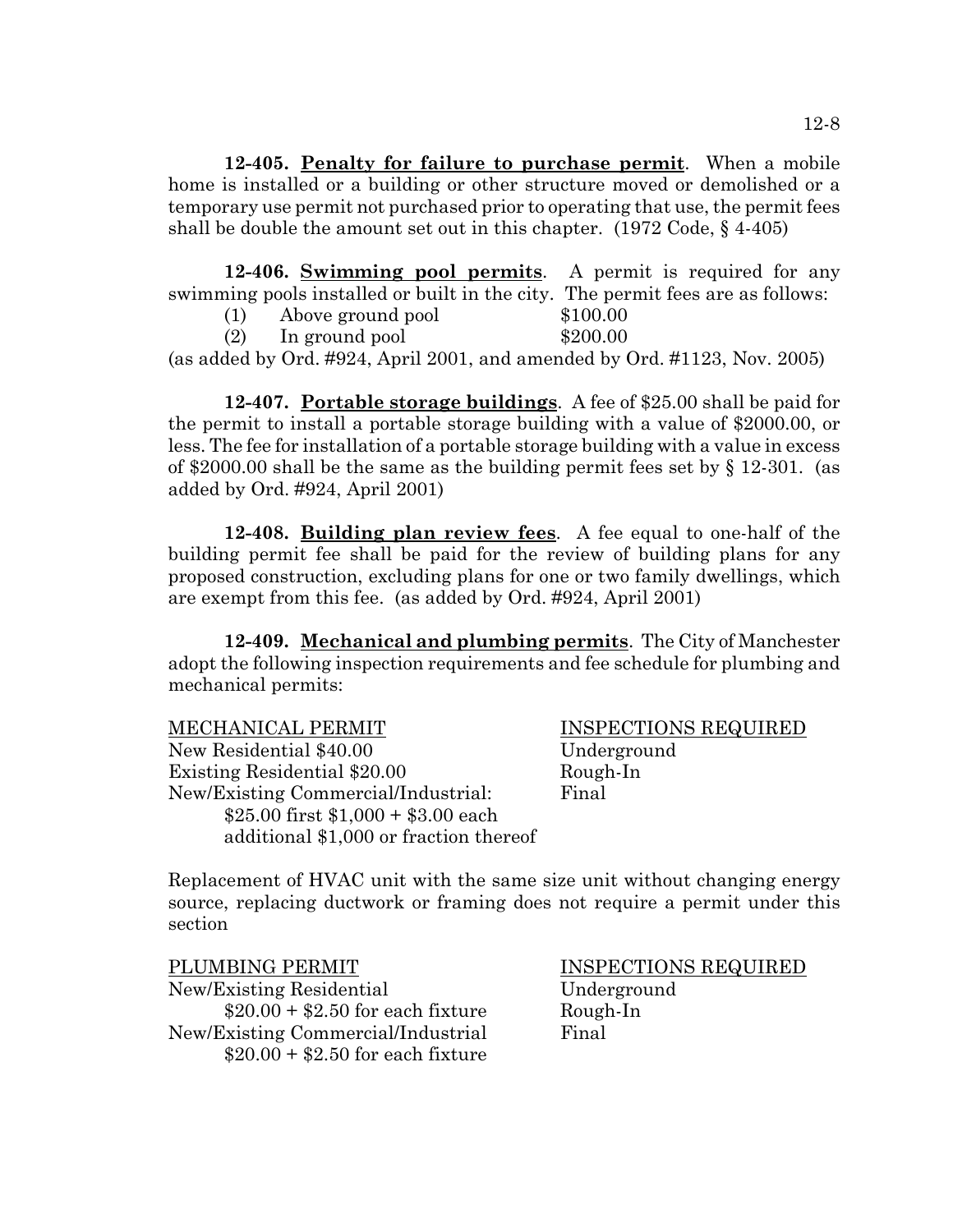**12-405. Penalty for failure to purchase permit**. When a mobile home is installed or a building or other structure moved or demolished or a temporary use permit not purchased prior to operating that use, the permit fees shall be double the amount set out in this chapter. (1972 Code, § 4-405)

**12-406. Swimming pool permits**. A permit is required for any swimming pools installed or built in the city. The permit fees are as follows:

(1) Above ground pool $100.00

(2) In ground pool $200.00

(as added by Ord. #924, April 2001, and amended by Ord. #1123, Nov. 2005)

**12-407. Portable storage buildings**. A fee of $25.00 shall be paid for the permit to install a portable storage building with a value of $2000.00, or less. The fee for installation of a portable storage building with a value in excess of $2000.00 shall be the same as the building permit fees set by § 12-301. (as added by Ord. #924, April 2001)

**12-408. Building plan review fees**. A fee equal to one-half of the building permit fee shall be paid for the review of building plans for any proposed construction, excluding plans for one or two family dwellings, which are exempt from this fee. (as added by Ord. #924, April 2001)

**12-409. Mechanical and plumbing permits**. The City of Manchester adopt the following inspection requirements and fee schedule for plumbing and mechanical permits:

| MECHANICAL PERMIT | INSPECTIONS REQUIRED |
|---|---|
| New Residential $40.00 | Underground |
| Existing Residential $20.00 | Rough-In |
| New/Existing Commercial/Industrial: $25.00 first $1,000 + $3.00 each additional $1,000 or fraction thereof | Final |

Replacement of HVAC unit with the same size unit without changing energy source, replacing ductwork or framing does not require a permit under this section

| PLUMBING PERMIT | INSPECTIONS REQUIRED |
|---|---|
| New/Existing Residential $20.00 + $2.50 for each fixture | Underground |
| | Rough-In |
| New/Existing Commercial/Industrial $20.00 + $2.50 for each fixture | Final |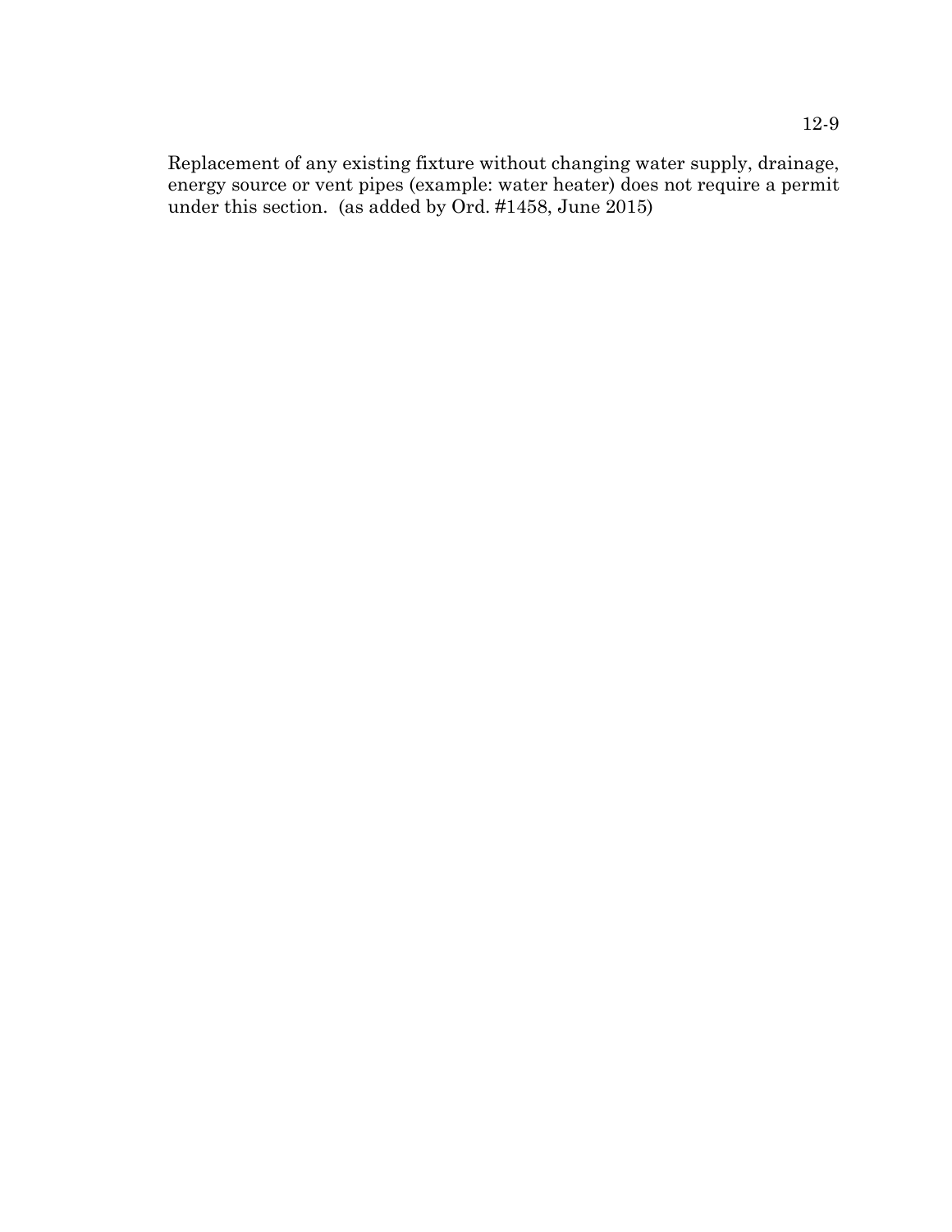Replacement of any existing fixture without changing water supply, drainage, energy source or vent pipes (example: water heater) does not require a permit under this section. (as added by Ord. #1458, June 2015)